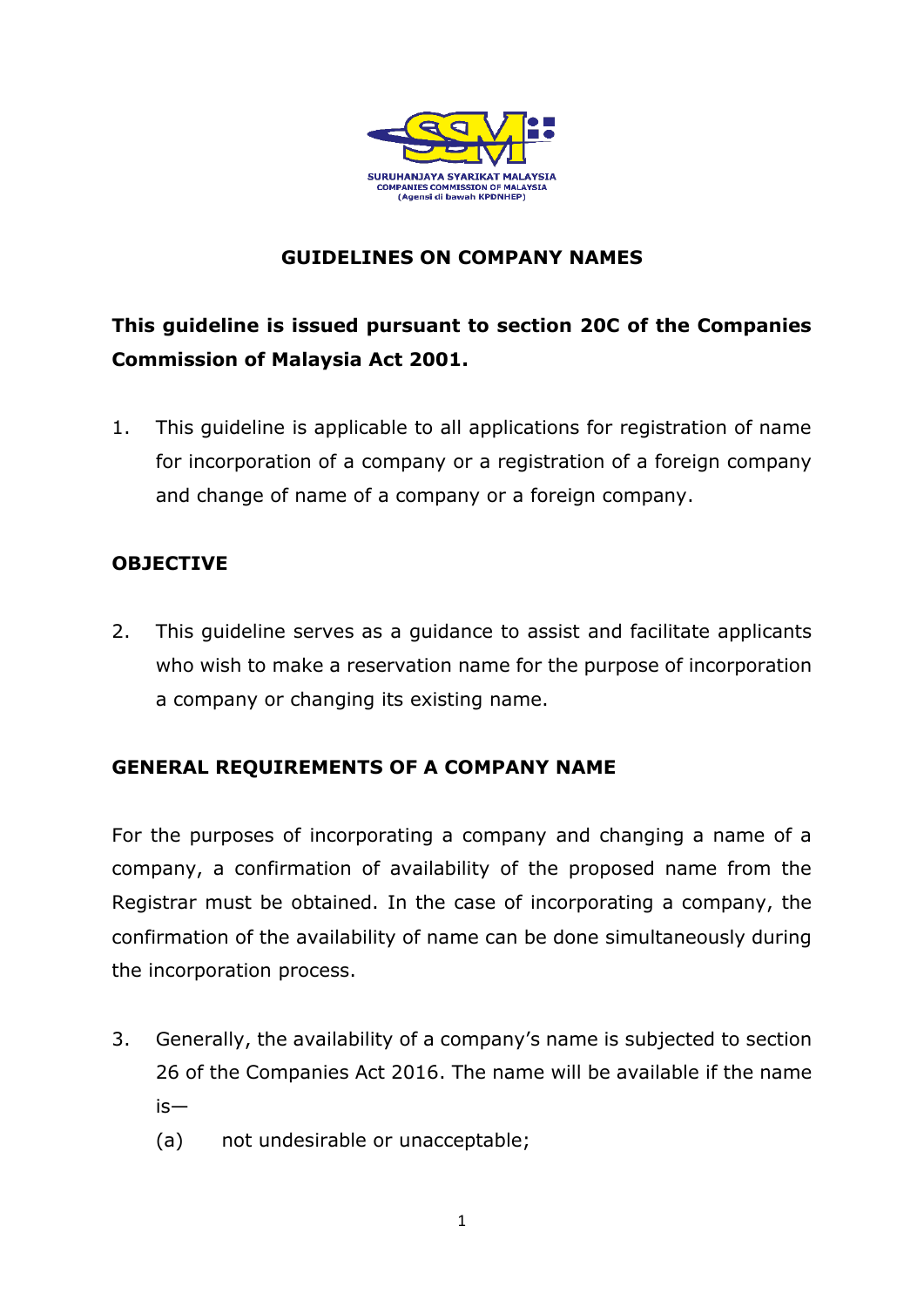SURUHANJAYA SYARIKAT MALAYSIA
COMPANIES COMMISSION OF MALAYSIA
(Agensi di bawah KPDNHEP)

# GUIDELINES ON COMPANY NAMES

**This guideline is issued pursuant to section 20C of the Companies Commission of Malaysia Act 2001.**

1. This guideline is applicable to all applications for registration of name for incorporation of a company or a registration of a foreign company and change of name of a company or a foreign company.

## OBJECTIVE

2. This guideline serves as a guidance to assist and facilitate applicants who wish to make a reservation name for the purpose of incorporation a company or changing its existing name.

## GENERAL REQUIREMENTS OF A COMPANY NAME

For the purposes of incorporating a company and changing a name of a company, a confirmation of availability of the proposed name from the Registrar must be obtained. In the case of incorporating a company, the confirmation of the availability of name can be done simultaneously during the incorporation process.

3. Generally, the availability of a company's name is subjected to section 26 of the Companies Act 2016. The name will be available if the name is—
   (a) not undesirable or unacceptable;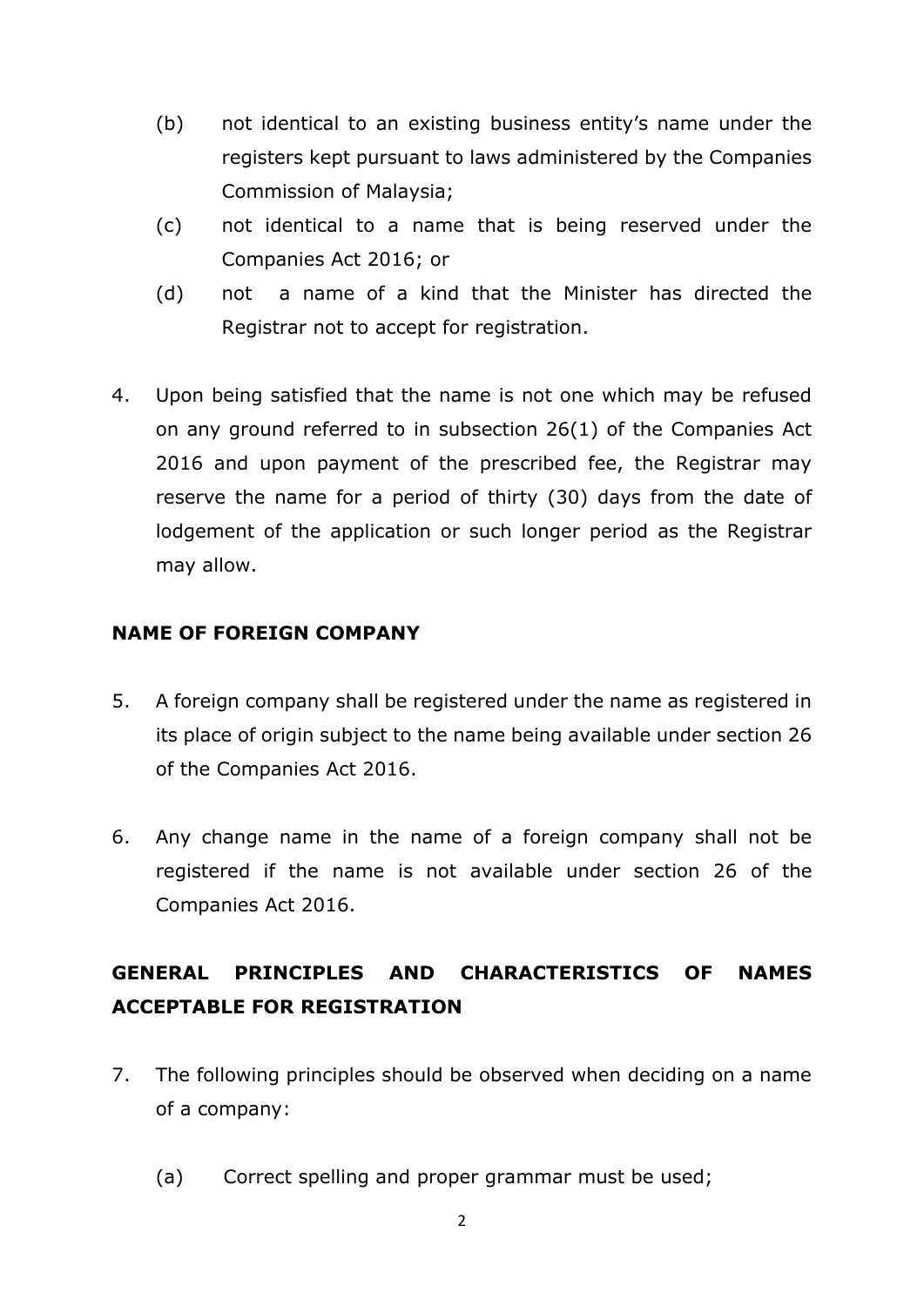(b) not identical to an existing business entity's name under the registers kept pursuant to laws administered by the Companies Commission of Malaysia;

(c) not identical to a name that is being reserved under the Companies Act 2016; or

(d) not a name of a kind that the Minister has directed the Registrar not to accept for registration.

4. Upon being satisfied that the name is not one which may be refused on any ground referred to in subsection 26(1) of the Companies Act 2016 and upon payment of the prescribed fee, the Registrar may reserve the name for a period of thirty (30) days from the date of lodgement of the application or such longer period as the Registrar may allow.

**NAME OF FOREIGN COMPANY**

5. A foreign company shall be registered under the name as registered in its place of origin subject to the name being available under section 26 of the Companies Act 2016.

6. Any change name in the name of a foreign company shall not be registered if the name is not available under section 26 of the Companies Act 2016.

**GENERAL PRINCIPLES AND CHARACTERISTICS OF NAMES ACCEPTABLE FOR REGISTRATION**

7. The following principles should be observed when deciding on a name of a company:

   (a) Correct spelling and proper grammar must be used;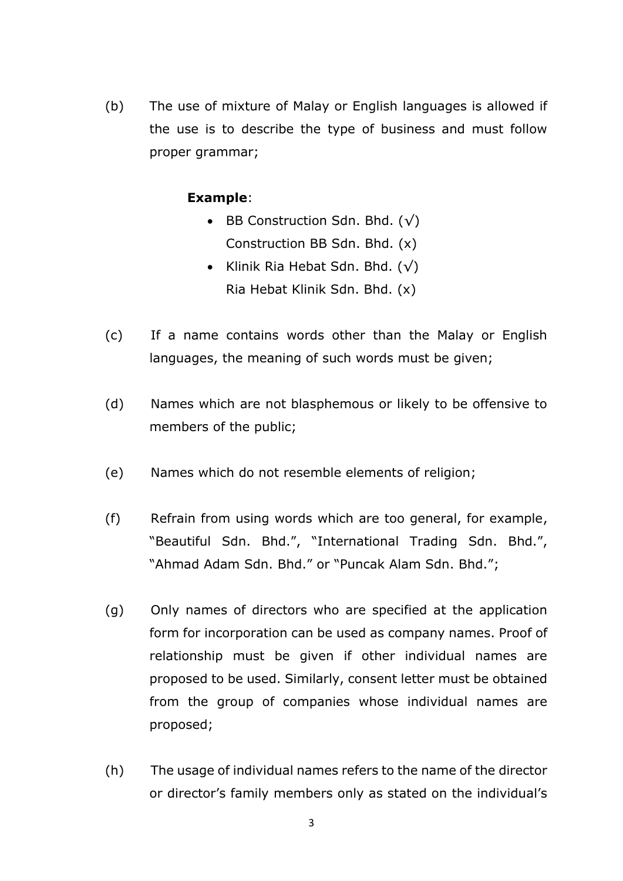(b) The use of mixture of Malay or English languages is allowed if the use is to describe the type of business and must follow proper grammar;

**Example**:

- BB Construction Sdn. Bhd. (√)
  Construction BB Sdn. Bhd. (x)
- Klinik Ria Hebat Sdn. Bhd. (√)
  Ria Hebat Klinik Sdn. Bhd. (x)

(c) If a name contains words other than the Malay or English languages, the meaning of such words must be given;

(d) Names which are not blasphemous or likely to be offensive to members of the public;

(e) Names which do not resemble elements of religion;

(f) Refrain from using words which are too general, for example, "Beautiful Sdn. Bhd.", "International Trading Sdn. Bhd.", "Ahmad Adam Sdn. Bhd." or "Puncak Alam Sdn. Bhd.";

(g) Only names of directors who are specified at the application form for incorporation can be used as company names. Proof of relationship must be given if other individual names are proposed to be used. Similarly, consent letter must be obtained from the group of companies whose individual names are proposed;

(h) The usage of individual names refers to the name of the director or director's family members only as stated on the individual's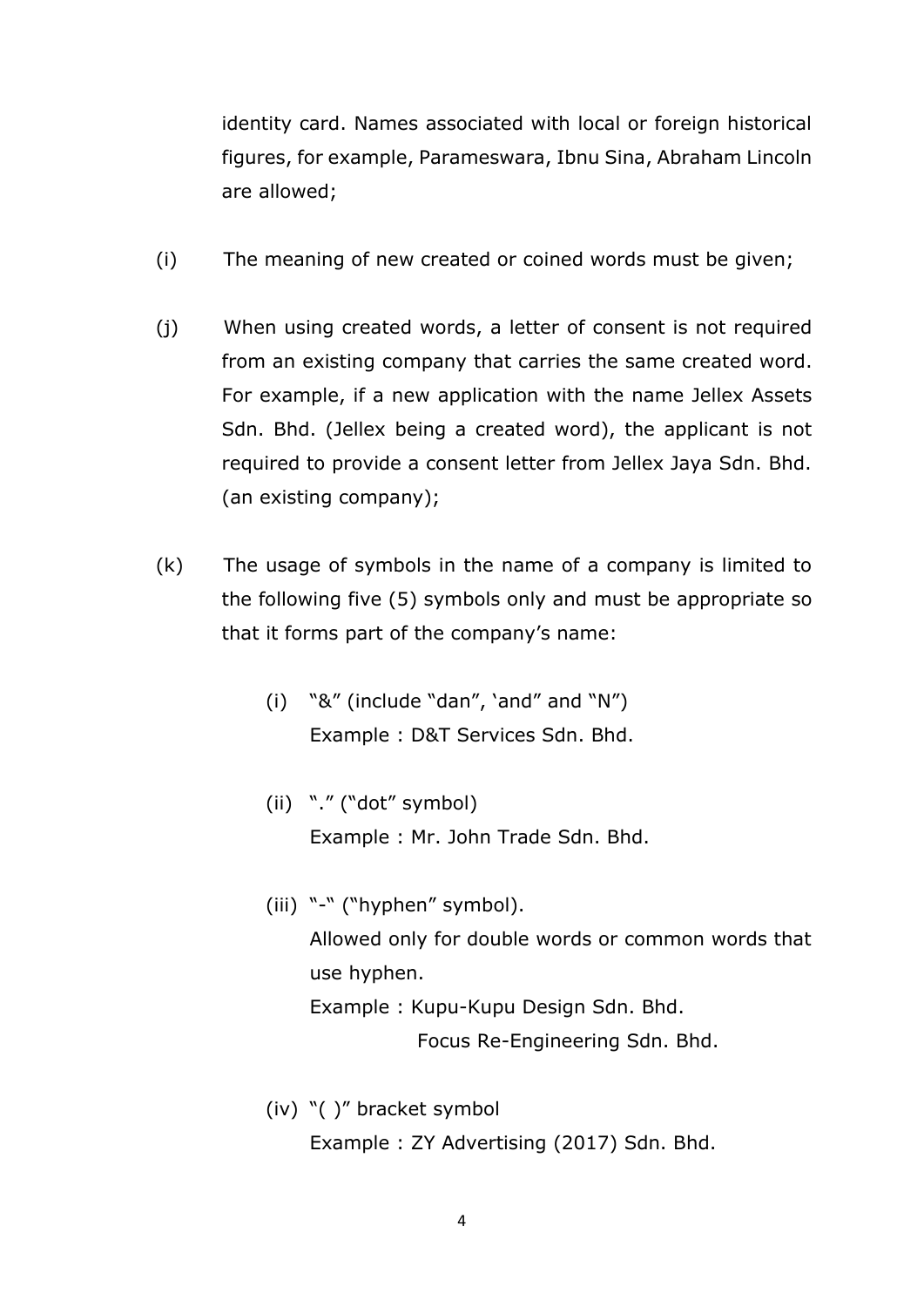identity card. Names associated with local or foreign historical figures, for example, Parameswara, Ibnu Sina, Abraham Lincoln are allowed;

(i) The meaning of new created or coined words must be given;

(j) When using created words, a letter of consent is not required from an existing company that carries the same created word. For example, if a new application with the name Jellex Assets Sdn. Bhd. (Jellex being a created word), the applicant is not required to provide a consent letter from Jellex Jaya Sdn. Bhd. (an existing company);

(k) The usage of symbols in the name of a company is limited to the following five (5) symbols only and must be appropriate so that it forms part of the company's name:

   (i) "&" (include "dan", 'and" and "N")
   Example : D&T Services Sdn. Bhd.

   (ii) "." ("dot" symbol)
   Example : Mr. John Trade Sdn. Bhd.

   (iii) "-" ("hyphen" symbol).
   Allowed only for double words or common words that use hyphen.
   Example : Kupu-Kupu Design Sdn. Bhd.
   Focus Re-Engineering Sdn. Bhd.

   (iv) "( )" bracket symbol
   Example : ZY Advertising (2017) Sdn. Bhd.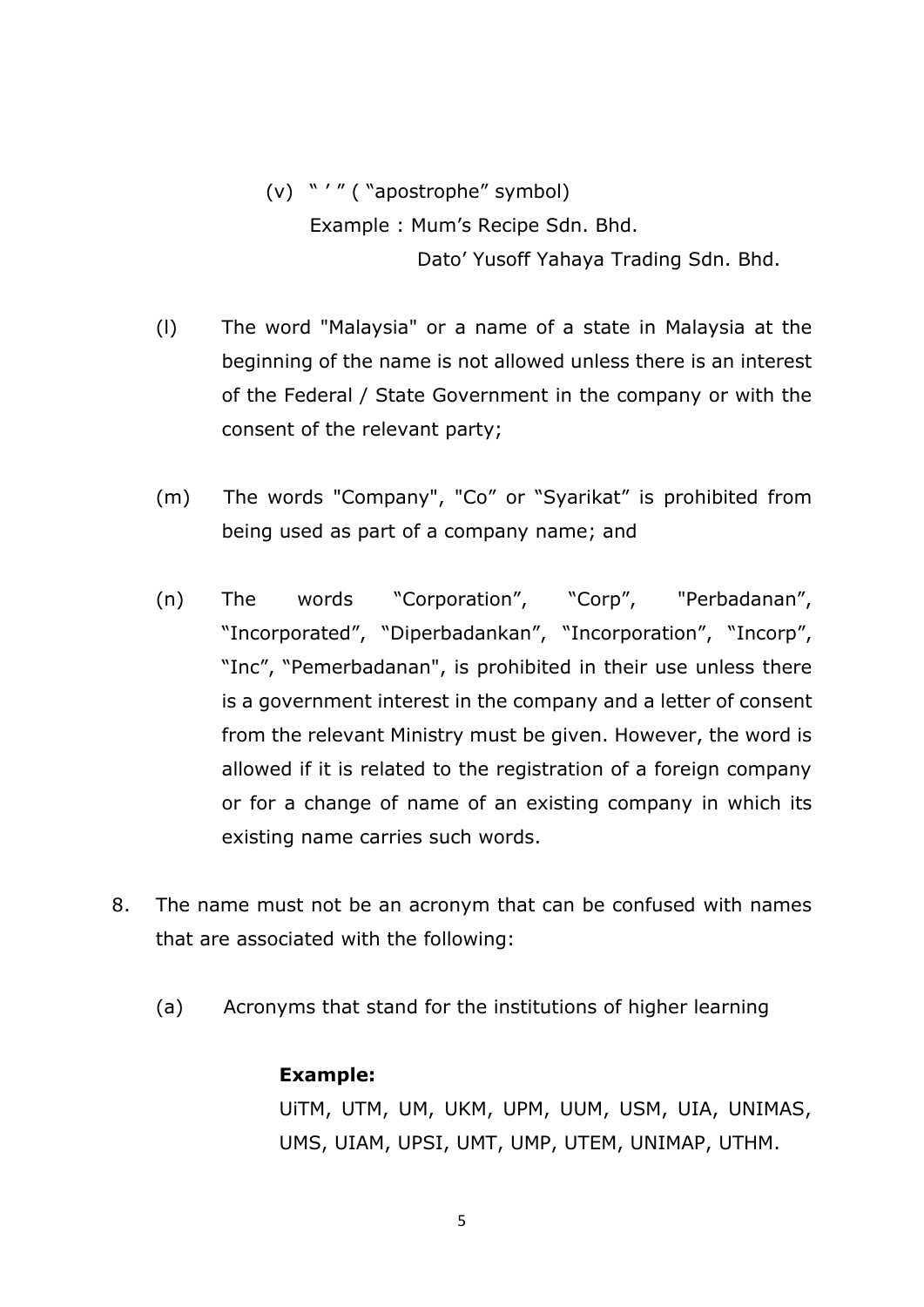(v) " ' " ( "apostrophe" symbol)

Example : Mum's Recipe Sdn. Bhd.

Dato' Yusoff Yahaya Trading Sdn. Bhd.

(l) The word "Malaysia" or a name of a state in Malaysia at the beginning of the name is not allowed unless there is an interest of the Federal / State Government in the company or with the consent of the relevant party;

(m) The words "Company", "Co" or "Syarikat" is prohibited from being used as part of a company name; and

(n) The words "Corporation", "Corp", "Perbadanan", "Incorporated", "Diperbadankan", "Incorporation", "Incorp", "Inc", "Pemerbadanan", is prohibited in their use unless there is a government interest in the company and a letter of consent from the relevant Ministry must be given. However, the word is allowed if it is related to the registration of a foreign company or for a change of name of an existing company in which its existing name carries such words.

8. The name must not be an acronym that can be confused with names that are associated with the following:

(a) Acronyms that stand for the institutions of higher learning

**Example:**

UiTM, UTM, UM, UKM, UPM, UUM, USM, UIA, UNIMAS, UMS, UIAM, UPSI, UMT, UMP, UTEM, UNIMAP, UTHM.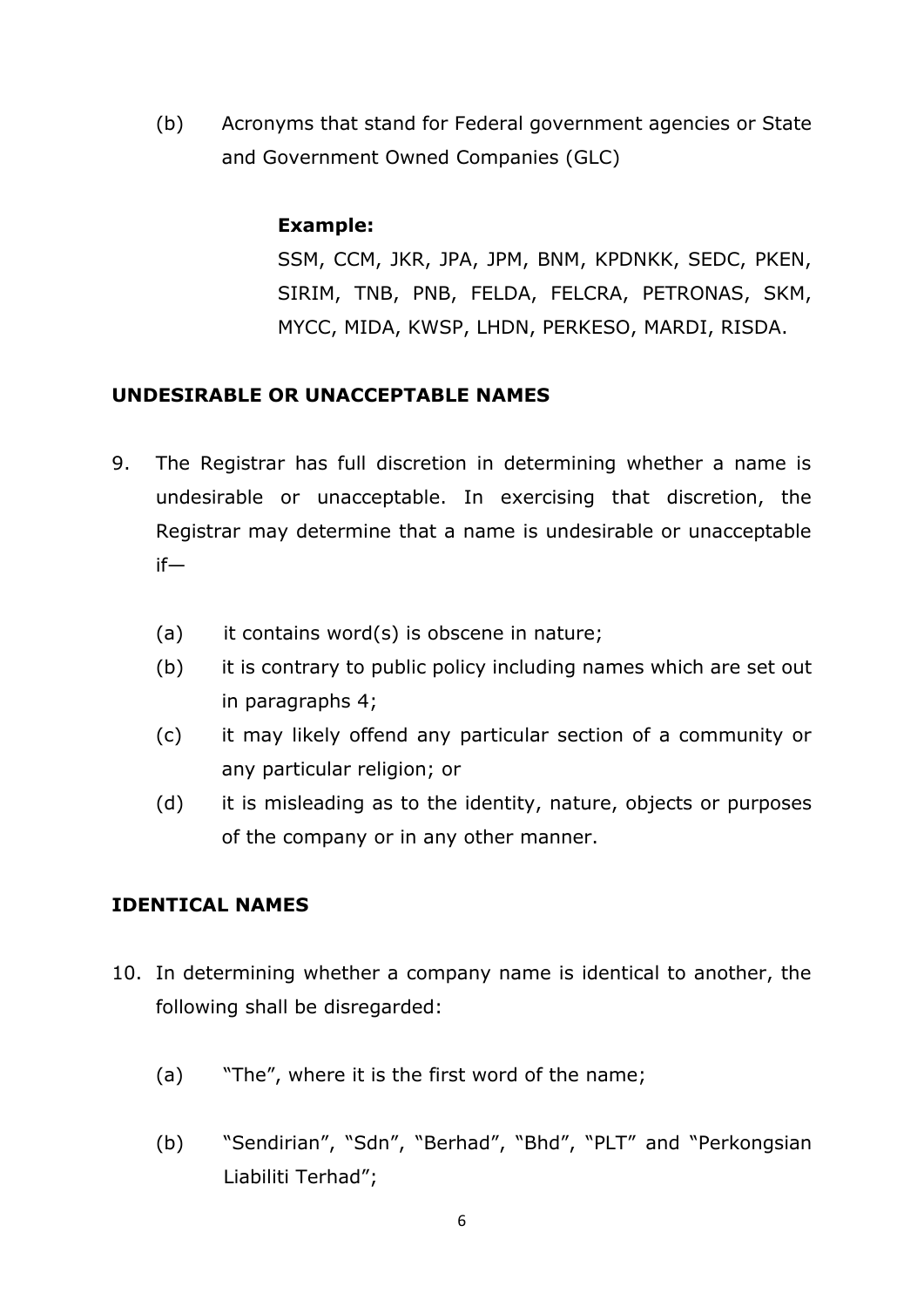(b) Acronyms that stand for Federal government agencies or State and Government Owned Companies (GLC)

**Example:**
SSM, CCM, JKR, JPA, JPM, BNM, KPDNKK, SEDC, PKEN, SIRIM, TNB, PNB, FELDA, FELCRA, PETRONAS, SKM, MYCC, MIDA, KWSP, LHDN, PERKESO, MARDI, RISDA.

## UNDESIRABLE OR UNACCEPTABLE NAMES

9. The Registrar has full discretion in determining whether a name is undesirable or unacceptable. In exercising that discretion, the Registrar may determine that a name is undesirable or unacceptable if—

   (a) it contains word(s) is obscene in nature;
   (b) it is contrary to public policy including names which are set out in paragraphs 4;
   (c) it may likely offend any particular section of a community or any particular religion; or
   (d) it is misleading as to the identity, nature, objects or purposes of the company or in any other manner.

## IDENTICAL NAMES

10. In determining whether a company name is identical to another, the following shall be disregarded:

    (a) "The", where it is the first word of the name;

    (b) "Sendirian", "Sdn", "Berhad", "Bhd", "PLT" and "Perkongsian Liabiliti Terhad";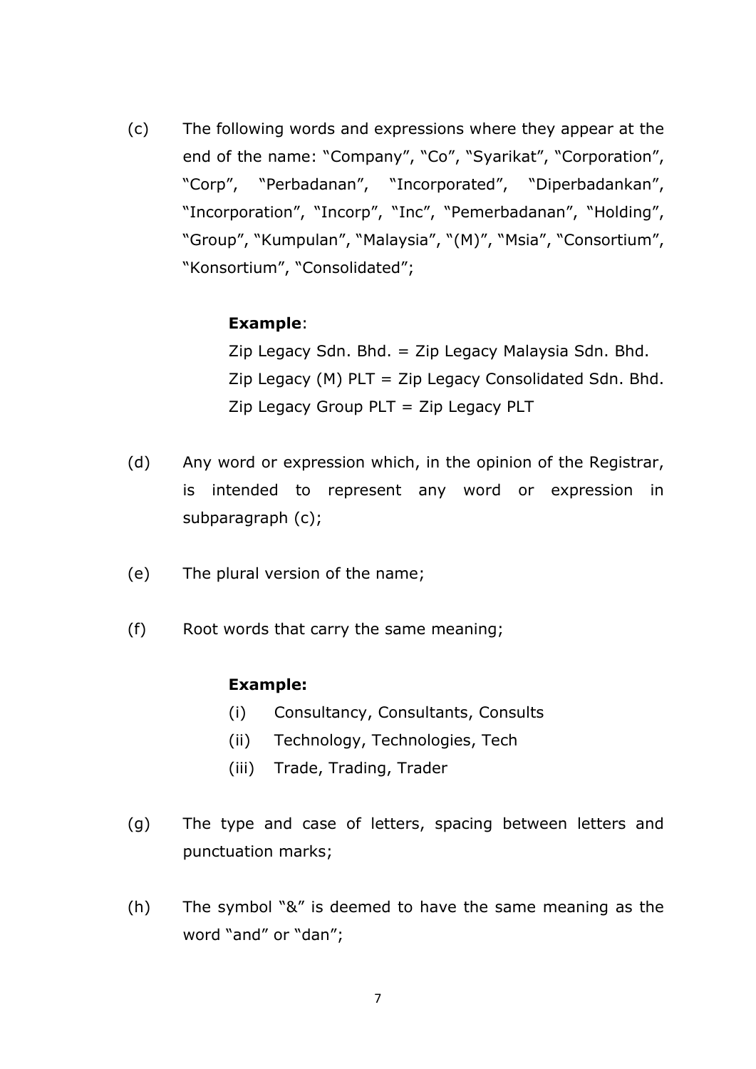(c) The following words and expressions where they appear at the end of the name: “Company”, “Co”, “Syarikat”, “Corporation”, “Corp”, “Perbadanan”, “Incorporated”, “Diperbadankan”, “Incorporation”, “Incorp”, “Inc”, “Pemerbadanan”, “Holding”, “Group”, “Kumpulan”, “Malaysia”, “(M)”, “Msia”, “Consortium”, “Konsortium”, “Consolidated”;

> **Example**:
> Zip Legacy Sdn. Bhd. = Zip Legacy Malaysia Sdn. Bhd.
> Zip Legacy (M) PLT = Zip Legacy Consolidated Sdn. Bhd.
> Zip Legacy Group PLT = Zip Legacy PLT

(d) Any word or expression which, in the opinion of the Registrar, is intended to represent any word or expression in subparagraph (c);

(e) The plural version of the name;

(f) Root words that carry the same meaning;

> **Example:**
> (i) Consultancy, Consultants, Consults
> (ii) Technology, Technologies, Tech
> (iii) Trade, Trading, Trader

(g) The type and case of letters, spacing between letters and punctuation marks;

(h) The symbol “&” is deemed to have the same meaning as the word “and” or “dan”;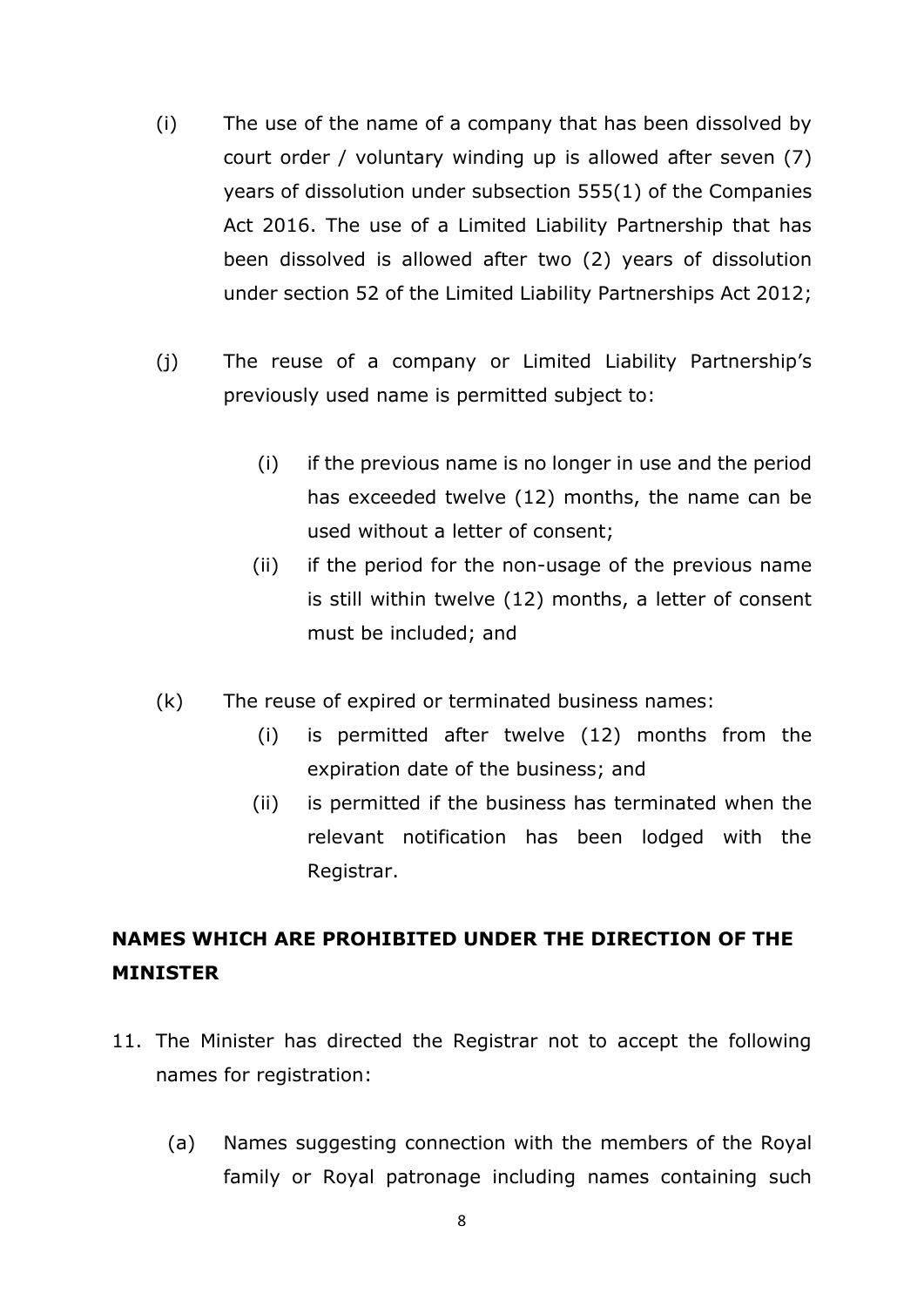(i) The use of the name of a company that has been dissolved by court order / voluntary winding up is allowed after seven (7) years of dissolution under subsection 555(1) of the Companies Act 2016. The use of a Limited Liability Partnership that has been dissolved is allowed after two (2) years of dissolution under section 52 of the Limited Liability Partnerships Act 2012;

(j) The reuse of a company or Limited Liability Partnership's previously used name is permitted subject to:

   (i) if the previous name is no longer in use and the period has exceeded twelve (12) months, the name can be used without a letter of consent;

   (ii) if the period for the non-usage of the previous name is still within twelve (12) months, a letter of consent must be included; and

(k) The reuse of expired or terminated business names:

   (i) is permitted after twelve (12) months from the expiration date of the business; and

   (ii) is permitted if the business has terminated when the relevant notification has been lodged with the Registrar.

## NAMES WHICH ARE PROHIBITED UNDER THE DIRECTION OF THE MINISTER

11. The Minister has directed the Registrar not to accept the following names for registration:

   (a) Names suggesting connection with the members of the Royal family or Royal patronage including names containing such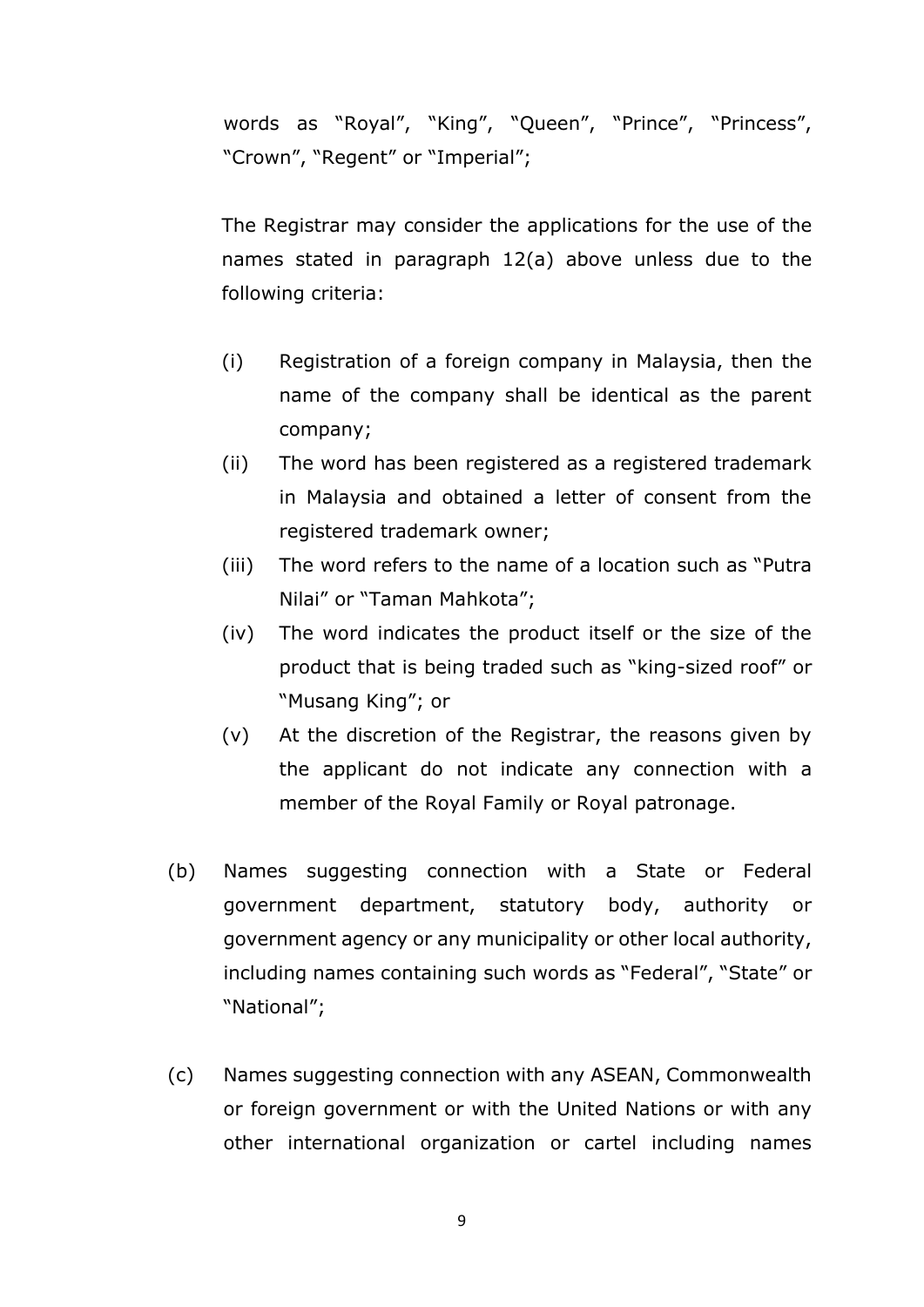words as "Royal", "King", "Queen", "Prince", "Princess", "Crown", "Regent" or "Imperial";

The Registrar may consider the applications for the use of the names stated in paragraph 12(a) above unless due to the following criteria:

(i) Registration of a foreign company in Malaysia, then the name of the company shall be identical as the parent company;

(ii) The word has been registered as a registered trademark in Malaysia and obtained a letter of consent from the registered trademark owner;

(iii) The word refers to the name of a location such as "Putra Nilai" or "Taman Mahkota";

(iv) The word indicates the product itself or the size of the product that is being traded such as "king-sized roof" or "Musang King"; or

(v) At the discretion of the Registrar, the reasons given by the applicant do not indicate any connection with a member of the Royal Family or Royal patronage.

(b) Names suggesting connection with a State or Federal government department, statutory body, authority or government agency or any municipality or other local authority, including names containing such words as "Federal", "State" or "National";

(c) Names suggesting connection with any ASEAN, Commonwealth or foreign government or with the United Nations or with any other international organization or cartel including names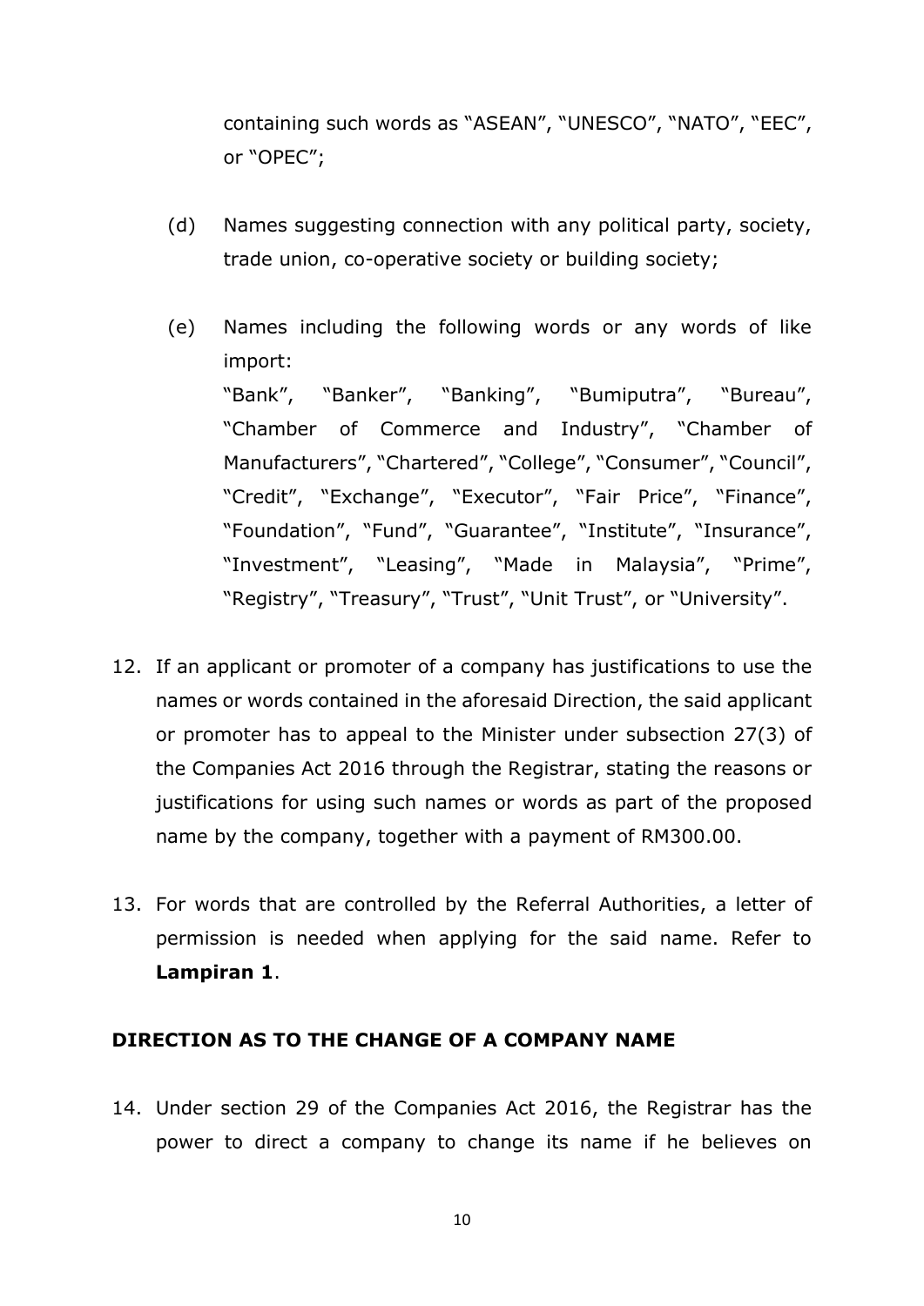containing such words as "ASEAN", "UNESCO", "NATO", "EEC", or "OPEC";

(d) Names suggesting connection with any political party, society, trade union, co-operative society or building society;

(e) Names including the following words or any words of like import:
"Bank", "Banker", "Banking", "Bumiputra", "Bureau", "Chamber of Commerce and Industry", "Chamber of Manufacturers", "Chartered", "College", "Consumer", "Council", "Credit", "Exchange", "Executor", "Fair Price", "Finance", "Foundation", "Fund", "Guarantee", "Institute", "Insurance", "Investment", "Leasing", "Made in Malaysia", "Prime", "Registry", "Treasury", "Trust", "Unit Trust", or "University".

12. If an applicant or promoter of a company has justifications to use the names or words contained in the aforesaid Direction, the said applicant or promoter has to appeal to the Minister under subsection 27(3) of the Companies Act 2016 through the Registrar, stating the reasons or justifications for using such names or words as part of the proposed name by the company, together with a payment of RM300.00.

13. For words that are controlled by the Referral Authorities, a letter of permission is needed when applying for the said name. Refer to **Lampiran 1**.

## DIRECTION AS TO THE CHANGE OF A COMPANY NAME

14. Under section 29 of the Companies Act 2016, the Registrar has the power to direct a company to change its name if he believes on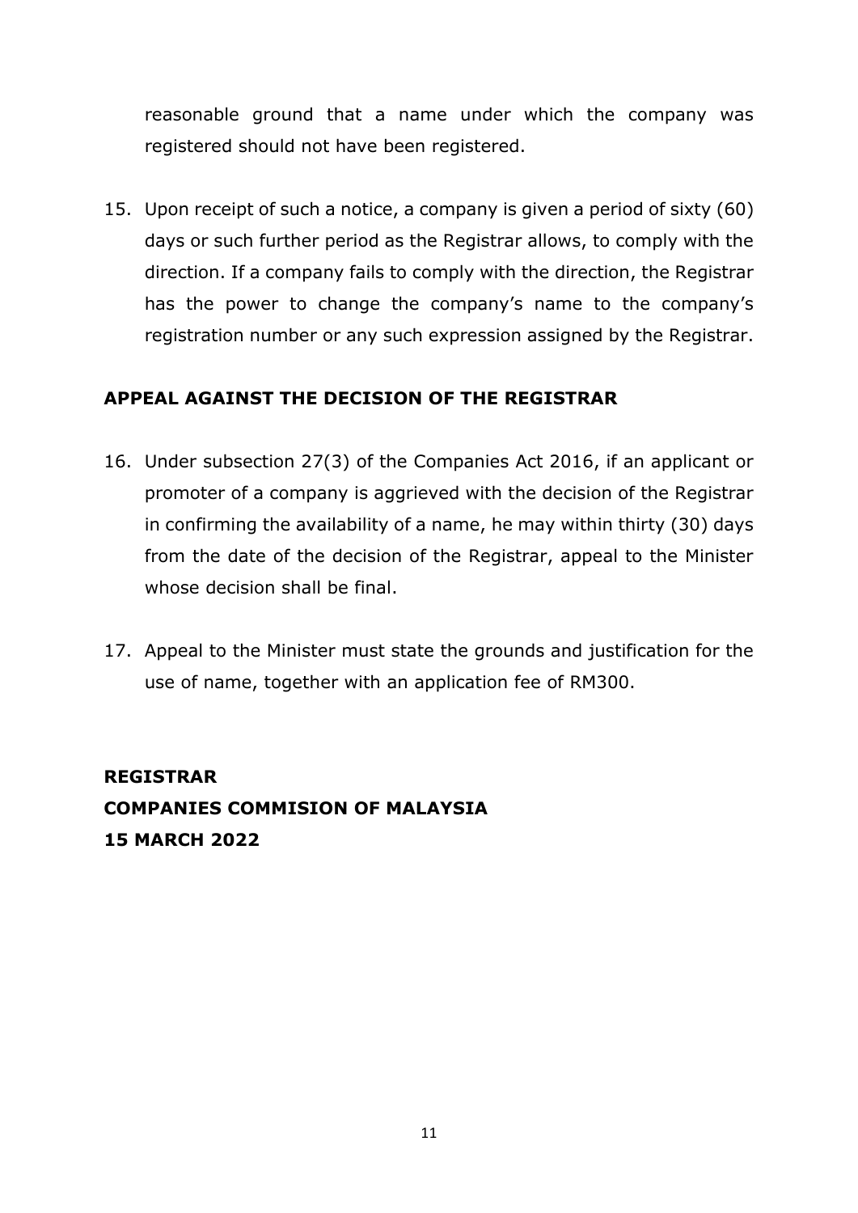reasonable ground that a name under which the company was registered should not have been registered.

15. Upon receipt of such a notice, a company is given a period of sixty (60) days or such further period as the Registrar allows, to comply with the direction. If a company fails to comply with the direction, the Registrar has the power to change the company's name to the company's registration number or any such expression assigned by the Registrar.

## APPEAL AGAINST THE DECISION OF THE REGISTRAR

16. Under subsection 27(3) of the Companies Act 2016, if an applicant or promoter of a company is aggrieved with the decision of the Registrar in confirming the availability of a name, he may within thirty (30) days from the date of the decision of the Registrar, appeal to the Minister whose decision shall be final.

17. Appeal to the Minister must state the grounds and justification for the use of name, together with an application fee of RM300.

**REGISTRAR**
**COMPANIES COMMISION OF MALAYSIA**
**15 MARCH 2022**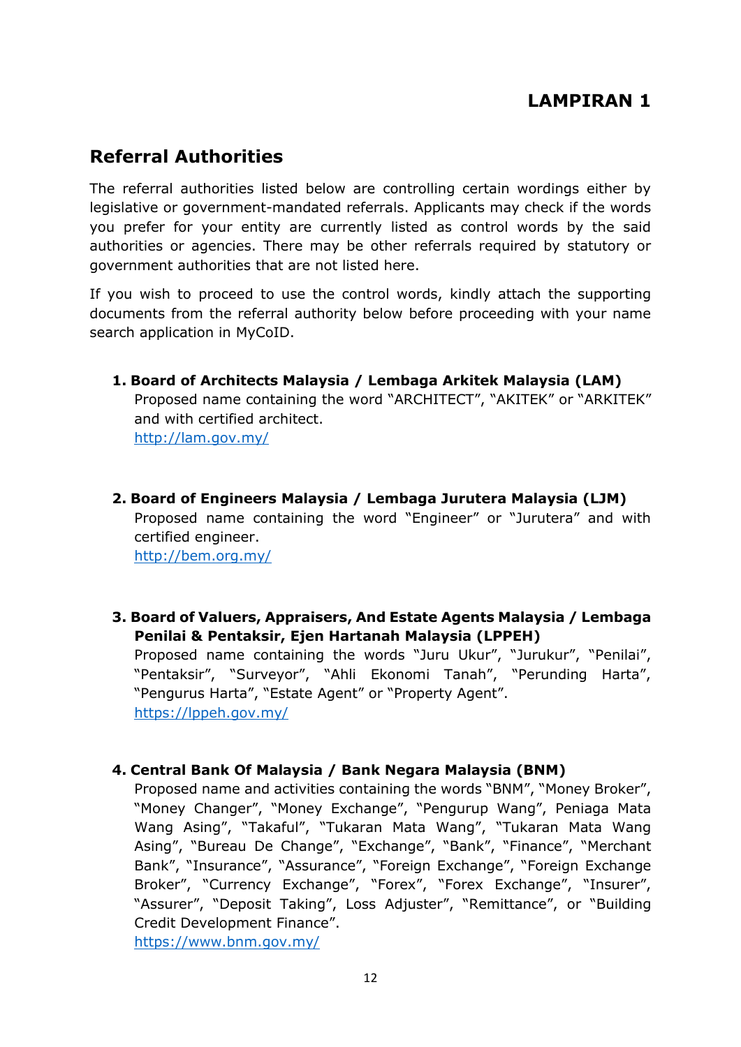# LAMPIRAN 1

## Referral Authorities

The referral authorities listed below are controlling certain wordings either by legislative or government-mandated referrals. Applicants may check if the words you prefer for your entity are currently listed as control words by the said authorities or agencies. There may be other referrals required by statutory or government authorities that are not listed here.

If you wish to proceed to use the control words, kindly attach the supporting documents from the referral authority below before proceeding with your name search application in MyCoID.

1. **Board of Architects Malaysia / Lembaga Arkitek Malaysia (LAM)**
   Proposed name containing the word "ARCHITECT", "AKITEK" or "ARKITEK" and with certified architect.
   http://lam.gov.my/

2. **Board of Engineers Malaysia / Lembaga Jurutera Malaysia (LJM)**
   Proposed name containing the word "Engineer" or "Jurutera" and with certified engineer.
   http://bem.org.my/

3. **Board of Valuers, Appraisers, And Estate Agents Malaysia / Lembaga Penilai & Pentaksir, Ejen Hartanah Malaysia (LPPEH)**
   Proposed name containing the words "Juru Ukur", "Jurukur", "Penilai", "Pentaksir", "Surveyor", "Ahli Ekonomi Tanah", "Perunding Harta", "Pengurus Harta", "Estate Agent" or "Property Agent".
   https://lppeh.gov.my/

4. **Central Bank Of Malaysia / Bank Negara Malaysia (BNM)**
   Proposed name and activities containing the words "BNM", "Money Broker", "Money Changer", "Money Exchange", "Pengurup Wang", Peniaga Mata Wang Asing", "Takaful", "Tukaran Mata Wang", "Tukaran Mata Wang Asing", "Bureau De Change", "Exchange", "Bank", "Finance", "Merchant Bank", "Insurance", "Assurance", "Foreign Exchange", "Foreign Exchange Broker", "Currency Exchange", "Forex", "Forex Exchange", "Insurer", "Assurer", "Deposit Taking", Loss Adjuster", "Remittance", or "Building Credit Development Finance".
   https://www.bnm.gov.my/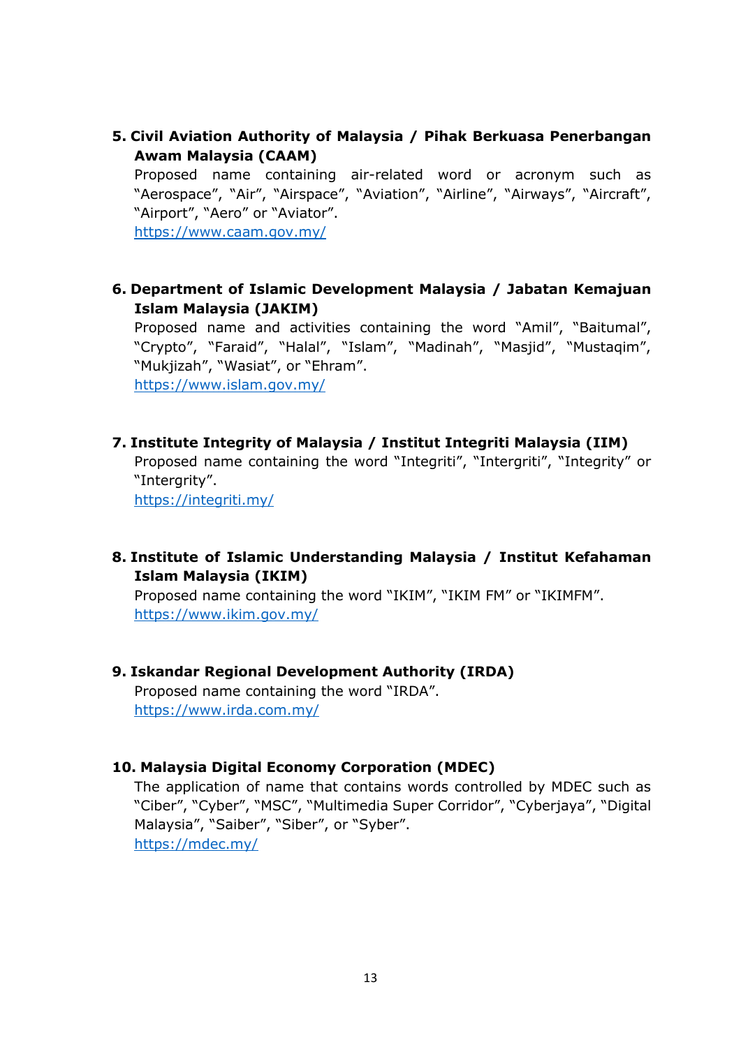5. **Civil Aviation Authority of Malaysia / Pihak Berkuasa Penerbangan Awam Malaysia (CAAM)**
   Proposed name containing air-related word or acronym such as "Aerospace", "Air", "Airspace", "Aviation", "Airline", "Airways", "Aircraft", "Airport", "Aero" or "Aviator".
   https://www.caam.gov.my/

6. **Department of Islamic Development Malaysia / Jabatan Kemajuan Islam Malaysia (JAKIM)**
   Proposed name and activities containing the word "Amil", "Baitumal", "Crypto", "Faraid", "Halal", "Islam", "Madinah", "Masjid", "Mustaqim", "Mukjizah", "Wasiat", or "Ehram".
   https://www.islam.gov.my/

7. **Institute Integrity of Malaysia / Institut Integriti Malaysia (IIM)**
   Proposed name containing the word "Integriti", "Intergriti", "Integrity" or "Intergrity".
   https://integriti.my/

8. **Institute of Islamic Understanding Malaysia / Institut Kefahaman Islam Malaysia (IKIM)**
   Proposed name containing the word "IKIM", "IKIM FM" or "IKIMFM".
   https://www.ikim.gov.my/

9. **Iskandar Regional Development Authority (IRDA)**
   Proposed name containing the word "IRDA".
   https://www.irda.com.my/

10. **Malaysia Digital Economy Corporation (MDEC)**
    The application of name that contains words controlled by MDEC such as "Ciber", "Cyber", "MSC", "Multimedia Super Corridor", "Cyberjaya", "Digital Malaysia", "Saiber", "Siber", or "Syber".
    https://mdec.my/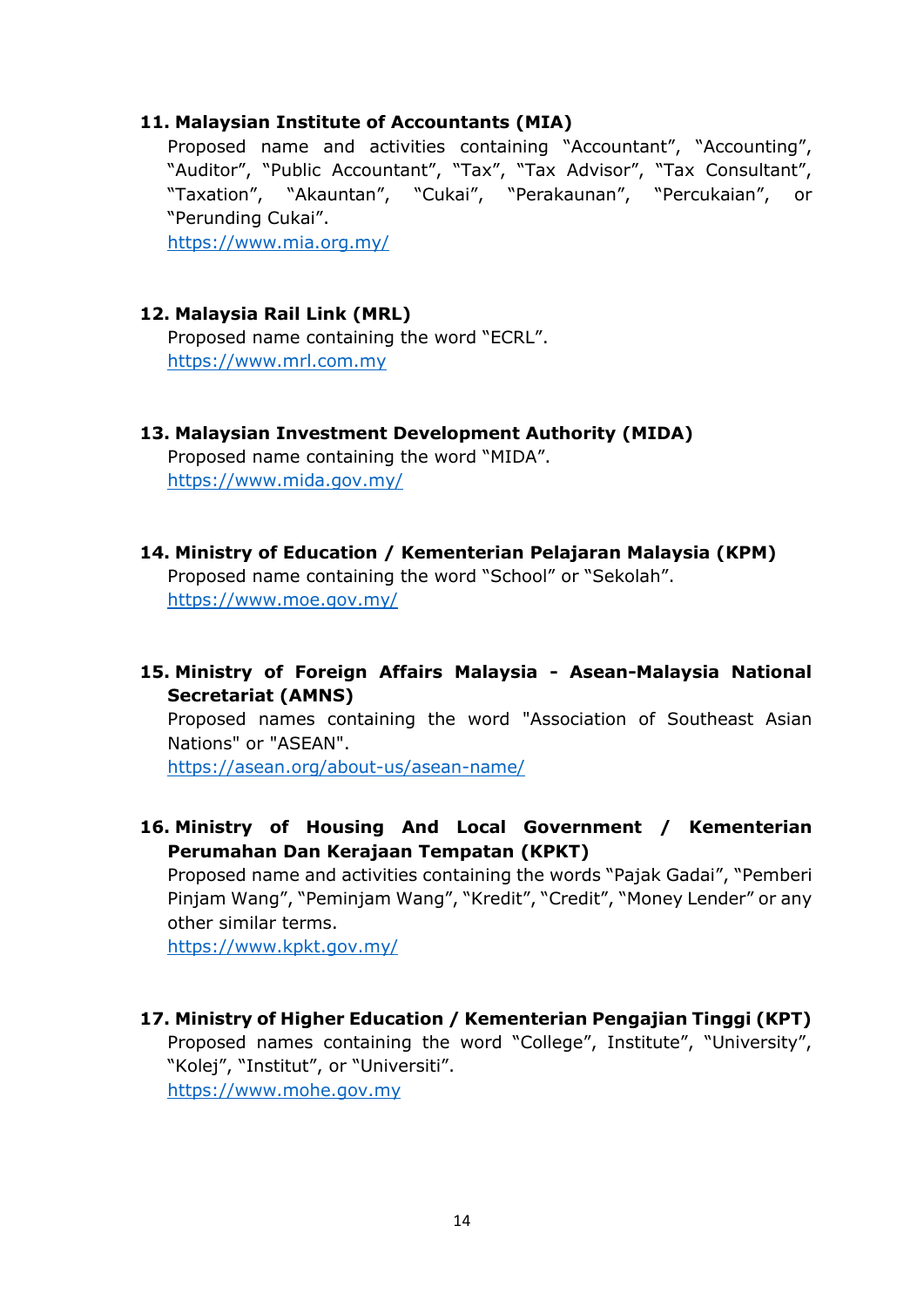**11. Malaysian Institute of Accountants (MIA)**

Proposed name and activities containing "Accountant", "Accounting", "Auditor", "Public Accountant", "Tax", "Tax Advisor", "Tax Consultant", "Taxation", "Akauntan", "Cukai", "Perakaunan", "Percukaian", or "Perunding Cukai".

https://www.mia.org.my/

**12. Malaysia Rail Link (MRL)**

Proposed name containing the word "ECRL".

https://www.mrl.com.my

**13. Malaysian Investment Development Authority (MIDA)**

Proposed name containing the word "MIDA".

https://www.mida.gov.my/

**14. Ministry of Education / Kementerian Pelajaran Malaysia (KPM)**

Proposed name containing the word "School" or "Sekolah".

https://www.moe.gov.my/

**15. Ministry of Foreign Affairs Malaysia - Asean-Malaysia National Secretariat (AMNS)**

Proposed names containing the word "Association of Southeast Asian Nations" or "ASEAN".

https://asean.org/about-us/asean-name/

**16. Ministry of Housing And Local Government / Kementerian Perumahan Dan Kerajaan Tempatan (KPKT)**

Proposed name and activities containing the words "Pajak Gadai", "Pemberi Pinjam Wang", "Peminjam Wang", "Kredit", "Credit", "Money Lender" or any other similar terms.

https://www.kpkt.gov.my/

**17. Ministry of Higher Education / Kementerian Pengajian Tinggi (KPT)**

Proposed names containing the word "College", Institute", "University", "Kolej", "Institut", or "Universiti".

https://www.mohe.gov.my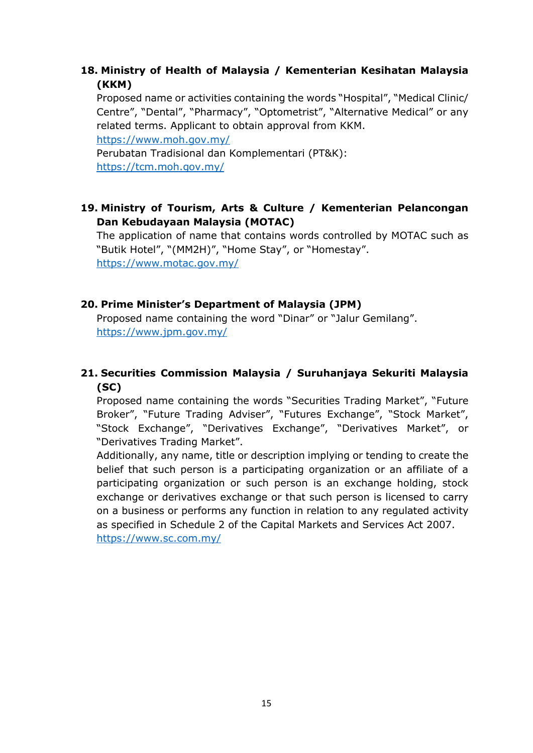**18. Ministry of Health of Malaysia / Kementerian Kesihatan Malaysia (KKM)**

Proposed name or activities containing the words "Hospital", "Medical Clinic/ Centre", "Dental", "Pharmacy", "Optometrist", "Alternative Medical" or any related terms. Applicant to obtain approval from KKM.
https://www.moh.gov.my/
Perubatan Tradisional dan Komplementari (PT&K):
https://tcm.moh.gov.my/

**19. Ministry of Tourism, Arts & Culture / Kementerian Pelancongan Dan Kebudayaan Malaysia (MOTAC)**

The application of name that contains words controlled by MOTAC such as "Butik Hotel", "(MM2H)", "Home Stay", or "Homestay".
https://www.motac.gov.my/

**20. Prime Minister's Department of Malaysia (JPM)**

Proposed name containing the word "Dinar" or "Jalur Gemilang".
https://www.jpm.gov.my/

**21. Securities Commission Malaysia / Suruhanjaya Sekuriti Malaysia (SC)**

Proposed name containing the words "Securities Trading Market", "Future Broker", "Future Trading Adviser", "Futures Exchange", "Stock Market", "Stock Exchange", "Derivatives Exchange", "Derivatives Market", or "Derivatives Trading Market".
Additionally, any name, title or description implying or tending to create the belief that such person is a participating organization or an affiliate of a participating organization or such person is an exchange holding, stock exchange or derivatives exchange or that such person is licensed to carry on a business or performs any function in relation to any regulated activity as specified in Schedule 2 of the Capital Markets and Services Act 2007.
https://www.sc.com.my/